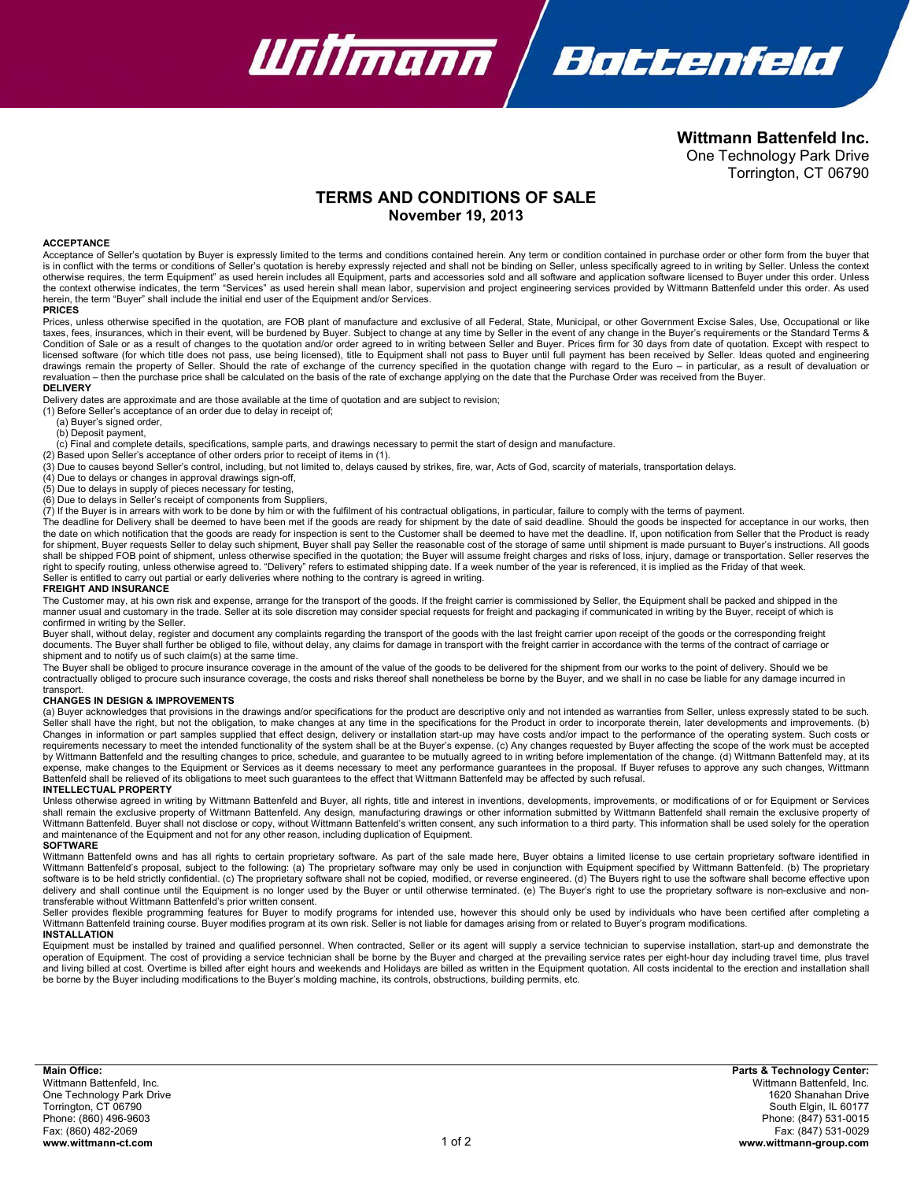**Wittmann Battenfeld Inc.**
One Technology Park Drive
Torrington, CT 06790

# TERMS AND CONDITIONS OF SALE

**November 19, 2013**

### ACCEPTANCE

Acceptance of Seller's quotation by Buyer is expressly limited to the terms and conditions contained herein. Any term or condition contained in purchase order or other form from the buyer that is in conflict with the terms or conditions of Seller's quotation is hereby expressly rejected and shall not be binding on Seller, unless specifically agreed to in writing by Seller. Unless the context otherwise requires, the term Equipment" as used herein includes all Equipment, parts and accessories sold and all software and application software licensed to Buyer under this order. Unless the context otherwise indicates, the term "Services" as used herein shall mean labor, supervision and project engineering services provided by Wittmann Battenfeld under this order. As used herein, the term "Buyer" shall include the initial end user of the Equipment and/or Services.

### PRICES

Prices, unless otherwise specified in the quotation, are FOB plant of manufacture and exclusive of all Federal, State, Municipal, or other Government Excise Sales, Use, Occupational or like taxes, fees, insurances, which in their event, will be burdened by Buyer. Subject to change at any time by Seller in the event of any change in the Buyer's requirements or the Standard Terms & Condition of Sale or as a result of changes to the quotation and/or order agreed to in writing between Seller and Buyer. Prices firm for 30 days from date of quotation. Except with respect to licensed software (for which title does not pass, use being licensed), title to Equipment shall not pass to Buyer until full payment has been received by Seller. Ideas quoted and engineering drawings remain the property of Seller. Should the rate of exchange of the currency specified in the quotation change with regard to the Euro – in particular, as a result of devaluation or revaluation – then the purchase price shall be calculated on the basis of the rate of exchange applying on the date that the Purchase Order was received from the Buyer.

### DELIVERY

Delivery dates are approximate and are those available at the time of quotation and are subject to revision;

(1) Before Seller's acceptance of an order due to delay in receipt of;
   (a) Buyer's signed order,
   (b) Deposit payment,
   (c) Final and complete details, specifications, sample parts, and drawings necessary to permit the start of design and manufacture.
(2) Based upon Seller's acceptance of other orders prior to receipt of items in (1).
(3) Due to causes beyond Seller's control, including, but not limited to, delays caused by strikes, fire, war, Acts of God, scarcity of materials, transportation delays.
(4) Due to delays or changes in approval drawings sign-off,
(5) Due to delays in supply of pieces necessary for testing,
(6) Due to delays in Seller's receipt of components from Suppliers,
(7) If the Buyer is in arrears with work to be done by him or with the fulfilment of his contractual obligations, in particular, failure to comply with the terms of payment.

The deadline for Delivery shall be deemed to have been met if the goods are ready for shipment by the date of said deadline. Should the goods be inspected for acceptance in our works, then the date on which notification that the goods are ready for inspection is sent to the Customer shall be deemed to have met the deadline. If, upon notification from Seller that the Product is ready for shipment, Buyer requests Seller to delay such shipment, Buyer shall pay Seller the reasonable cost of the storage of same until shipment is made pursuant to Buyer's instructions. All goods shall be shipped FOB point of shipment, unless otherwise specified in the quotation; the Buyer will assume freight charges and risks of loss, injury, damage or transportation. Seller reserves the right to specify routing, unless otherwise agreed to. "Delivery" refers to estimated shipping date. If a week number of the year is referenced, it is implied as the Friday of that week.

Seller is entitled to carry out partial or early deliveries where nothing to the contrary is agreed in writing.

### FREIGHT AND INSURANCE

The Customer may, at his own risk and expense, arrange for the transport of the goods. If the freight carrier is commissioned by Seller, the Equipment shall be packed and shipped in the manner usual and customary in the trade. Seller at its sole discretion may consider special requests for freight and packaging if communicated in writing by the Buyer, receipt of which is confirmed in writing by the Seller.

Buyer shall, without delay, register and document any complaints regarding the transport of the goods with the last freight carrier upon receipt of the goods or the corresponding freight documents. The Buyer shall further be obliged to file, without delay, any claims for damage in transport with the freight carrier in accordance with the terms of the contract of carriage or shipment and to notify us of such claim(s) at the same time.

The Buyer shall be obliged to procure insurance coverage in the amount of the value of the goods to be delivered for the shipment from our works to the point of delivery. Should we be contractually obliged to procure such insurance coverage, the costs and risks thereof shall nonetheless be borne by the Buyer, and we shall in no case be liable for any damage incurred in transport.

### CHANGES IN DESIGN & IMPROVEMENTS

(a) Buyer acknowledges that provisions in the drawings and/or specifications for the product are descriptive only and not intended as warranties from Seller, unless expressly stated to be such. Seller shall have the right, but not the obligation, to make changes at any time in the specifications for the Product in order to incorporate therein, later developments and improvements. (b) Changes in information or part samples supplied that effect design, delivery or installation start-up may have costs and/or impact to the performance of the operating system. Such costs or requirements necessary to meet the intended functionality of the system shall be at the Buyer's expense. (c) Any changes requested by Buyer affecting the scope of the work must be accepted by Wittmann Battenfeld and the resulting changes to price, schedule, and guarantee to be mutually agreed to in writing before implementation of the change. (d) Wittmann Battenfeld may, at its expense, make changes to the Equipment or Services as it deems necessary to meet any performance guarantees in the proposal. If Buyer refuses to approve any such changes, Wittmann Battenfeld shall be relieved of its obligations to meet such guarantees to the effect that Wittmann Battenfeld may be affected by such refusal.

### INTELLECTUAL PROPERTY

Unless otherwise agreed in writing by Wittmann Battenfeld and Buyer, all rights, title and interest in inventions, developments, improvements, or modifications of or for Equipment or Services shall remain the exclusive property of Wittmann Battenfeld. Any design, manufacturing drawings or other information submitted by Wittmann Battenfeld shall remain the exclusive property of Wittmann Battenfeld. Buyer shall not disclose or copy, without Wittmann Battenfeld's written consent, any such information to a third party. This information shall be used solely for the operation and maintenance of the Equipment and not for any other reason, including duplication of Equipment.

### SOFTWARE

Wittmann Battenfeld owns and has all rights to certain proprietary software. As part of the sale made here, Buyer obtains a limited license to use certain proprietary software identified in Wittmann Battenfeld's proposal, subject to the following: (a) The proprietary software may only be used in conjunction with Equipment specified by Wittmann Battenfeld. (b) The proprietary software is to be held strictly confidential. (c) The proprietary software shall not be copied, modified, or reverse engineered. (d) The Buyers right to use the software shall become effective upon delivery and shall continue until the Equipment is no longer used by the Buyer or until otherwise terminated. (e) The Buyer's right to use the proprietary software is non-exclusive and non-transferable without Wittmann Battenfeld's prior written consent.

Seller provides flexible programming features for Buyer to modify programs for intended use, however this should only be used by individuals who have been certified after completing a Wittmann Battenfeld training course. Buyer modifies program at its own risk. Seller is not liable for damages arising from or related to Buyer's program modifications.

### INSTALLATION

Equipment must be installed by trained and qualified personnel. When contracted, Seller or its agent will supply a service technician to supervise installation, start-up and demonstrate the operation of Equipment. The cost of providing a service technician shall be borne by the Buyer and charged at the prevailing service rates per eight-hour day including travel time, plus travel and living billed at cost. Overtime is billed after eight hours and weekends and Holidays are billed as written in the Equipment quotation. All costs incidental to the erection and installation shall be borne by the Buyer including modifications to the Buyer's molding machine, its controls, obstructions, building permits, etc.

**Main Office:**
Wittmann Battenfeld, Inc.
One Technology Park Drive
Torrington, CT 06790
Phone: (860) 496-9603
Fax: (860) 482-2069
**www.wittmann-ct.com**

**Parts & Technology Center:**
Wittmann Battenfeld, Inc.
1620 Shanahan Drive
South Elgin, IL 60177
Phone: (847) 531-0015
Fax: (847) 531-0029
**www.wittmann-group.com**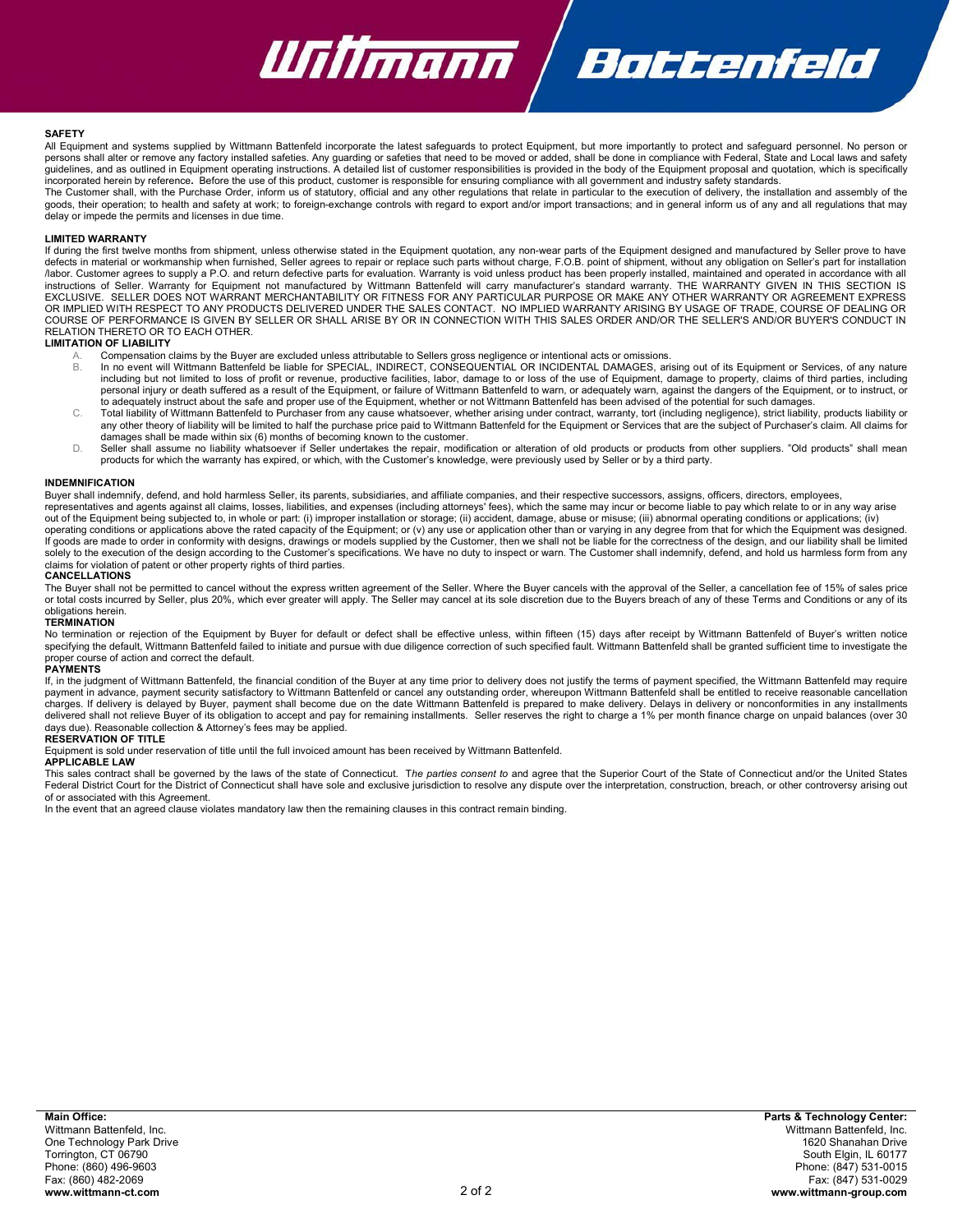**SAFETY**

All Equipment and systems supplied by Wittmann Battenfeld incorporate the latest safeguards to protect Equipment, but more importantly to protect and safeguard personnel. No person or persons shall alter or remove any factory installed safeties. Any guarding or safeties that need to be moved or added, shall be done in compliance with Federal, State and Local laws and safety guidelines, and as outlined in Equipment operating instructions. A detailed list of customer responsibilities is provided in the body of the Equipment proposal and quotation, which is specifically incorporated herein by reference**.** Before the use of this product, customer is responsible for ensuring compliance with all government and industry safety standards.

The Customer shall, with the Purchase Order, inform us of statutory, official and any other regulations that relate in particular to the execution of delivery, the installation and assembly of the goods, their operation; to health and safety at work; to foreign-exchange controls with regard to export and/or import transactions; and in general inform us of any and all regulations that may delay or impede the permits and licenses in due time.

**LIMITED WARRANTY**

If during the first twelve months from shipment, unless otherwise stated in the Equipment quotation, any non-wear parts of the Equipment designed and manufactured by Seller prove to have defects in material or workmanship when furnished, Seller agrees to repair or replace such parts without charge, F.O.B. point of shipment, without any obligation on Seller's part for installation /labor. Customer agrees to supply a P.O. and return defective parts for evaluation. Warranty is void unless product has been properly installed, maintained and operated in accordance with all instructions of Seller. Warranty for Equipment not manufactured by Wittmann Battenfeld will carry manufacturer's standard warranty. THE WARRANTY GIVEN IN THIS SECTION IS EXCLUSIVE. SELLER DOES NOT WARRANT MERCHANTABILITY OR FITNESS FOR ANY PARTICULAR PURPOSE OR MAKE ANY OTHER WARRANTY OR AGREEMENT EXPRESS OR IMPLIED WITH RESPECT TO ANY PRODUCTS DELIVERED UNDER THE SALES CONTACT. NO IMPLIED WARRANTY ARISING BY USAGE OF TRADE, COURSE OF DEALING OR COURSE OF PERFORMANCE IS GIVEN BY SELLER OR SHALL ARISE BY OR IN CONNECTION WITH THIS SALES ORDER AND/OR THE SELLER'S AND/OR BUYER'S CONDUCT IN RELATION THERETO OR TO EACH OTHER.

**LIMITATION OF LIABILITY**

A. Compensation claims by the Buyer are excluded unless attributable to Sellers gross negligence or intentional acts or omissions.
B. In no event will Wittmann Battenfeld be liable for SPECIAL, INDIRECT, CONSEQUENTIAL OR INCIDENTAL DAMAGES, arising out of its Equipment or Services, of any nature including but not limited to loss of profit or revenue, productive facilities, labor, damage to or loss of the use of Equipment, damage to property, claims of third parties, including personal injury or death suffered as a result of the Equipment, or failure of Wittmann Battenfeld to warn, or adequately warn, against the dangers of the Equipment, or to instruct, or to adequately instruct about the safe and proper use of the Equipment, whether or not Wittmann Battenfeld has been advised of the potential for such damages.
C. Total liability of Wittmann Battenfeld to Purchaser from any cause whatsoever, whether arising under contract, warranty, tort (including negligence), strict liability, products liability or any other theory of liability will be limited to half the purchase price paid to Wittmann Battenfeld for the Equipment or Services that are the subject of Purchaser's claim. All claims for damages shall be made within six (6) months of becoming known to the customer.
D. Seller shall assume no liability whatsoever if Seller undertakes the repair, modification or alteration of old products or products from other suppliers. "Old products" shall mean products for which the warranty has expired, or which, with the Customer's knowledge, were previously used by Seller or by a third party.

**INDEMNIFICATION**

Buyer shall indemnify, defend, and hold harmless Seller, its parents, subsidiaries, and affiliate companies, and their respective successors, assigns, officers, directors, employees, representatives and agents against all claims, losses, liabilities, and expenses (including attorneys' fees), which the same may incur or become liable to pay which relate to or in any way arise out of the Equipment being subjected to, in whole or part: (i) improper installation or storage; (ii) accident, damage, abuse or misuse; (iii) abnormal operating conditions or applications; (iv) operating conditions or applications above the rated capacity of the Equipment; or (v) any use or application other than or varying in any degree from that for which the Equipment was designed. If goods are made to order in conformity with designs, drawings or models supplied by the Customer, then we shall not be liable for the correctness of the design, and our liability shall be limited solely to the execution of the design according to the Customer's specifications. We have no duty to inspect or warn. The Customer shall indemnify, defend, and hold us harmless form from any claims for violation of patent or other property rights of third parties.

**CANCELLATIONS**

The Buyer shall not be permitted to cancel without the express written agreement of the Seller. Where the Buyer cancels with the approval of the Seller, a cancellation fee of 15% of sales price or total costs incurred by Seller, plus 20%, which ever greater will apply. The Seller may cancel at its sole discretion due to the Buyers breach of any of these Terms and Conditions or any of its obligations herein.

**TERMINATION**

No termination or rejection of the Equipment by Buyer for default or defect shall be effective unless, within fifteen (15) days after receipt by Wittmann Battenfeld of Buyer's written notice specifying the default, Wittmann Battenfeld failed to initiate and pursue with due diligence correction of such specified fault. Wittmann Battenfeld shall be granted sufficient time to investigate the proper course of action and correct the default.

**PAYMENTS**

If, in the judgment of Wittmann Battenfeld, the financial condition of the Buyer at any time prior to delivery does not justify the terms of payment specified, the Wittmann Battenfeld may require payment in advance, payment security satisfactory to Wittmann Battenfeld or cancel any outstanding order, whereupon Wittmann Battenfeld shall be entitled to receive reasonable cancellation charges. If delivery is delayed by Buyer, payment shall become due on the date Wittmann Battenfeld is prepared to make delivery. Delays in delivery or nonconformities in any installments delivered shall not relieve Buyer of its obligation to accept and pay for remaining installments. Seller reserves the right to charge a 1% per month finance charge on unpaid balances (over 30 days due). Reasonable collection & Attorney's fees may be applied.

**RESERVATION OF TITLE**

Equipment is sold under reservation of title until the full invoiced amount has been received by Wittmann Battenfeld.

**APPLICABLE LAW**

This sales contract shall be governed by the laws of the state of Connecticut. T*he parties consent to* and agree that the Superior Court of the State of Connecticut and/or the United States Federal District Court for the District of Connecticut shall have sole and exclusive jurisdiction to resolve any dispute over the interpretation, construction, breach, or other controversy arising out of or associated with this Agreement.

In the event that an agreed clause violates mandatory law then the remaining clauses in this contract remain binding.

**Main Office:**
Wittmann Battenfeld, Inc.
One Technology Park Drive
Torrington, CT 06790
Phone: (860) 496-9603
Fax: (860) 482-2069
**www.wittmann-ct.com**

**Parts & Technology Center:**
Wittmann Battenfeld, Inc.
1620 Shanahan Drive
South Elgin, IL 60177
Phone: (847) 531-0015
Fax: (847) 531-0029
**www.wittmann-group.com**